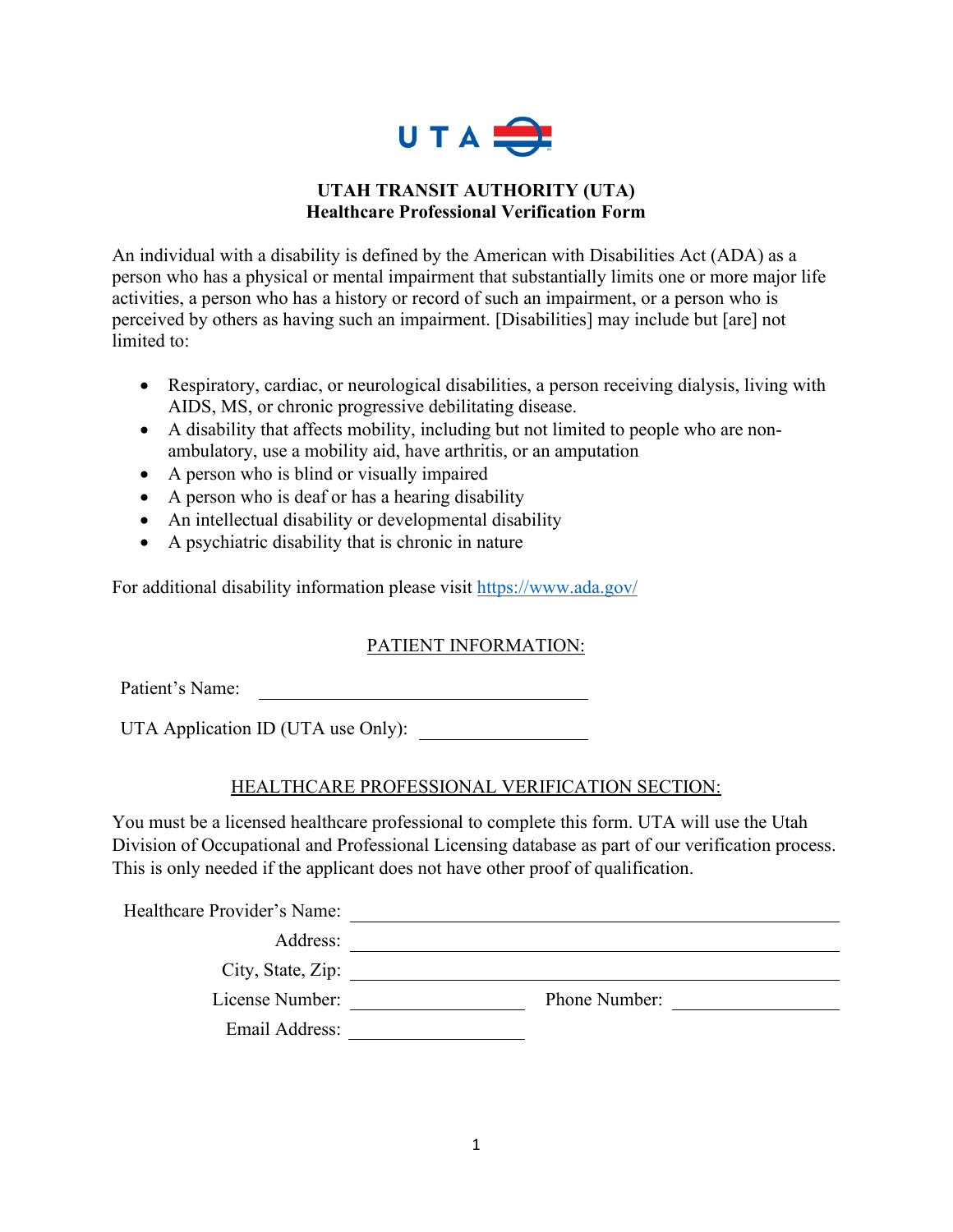# UTAH TRANSIT AUTHORITY (UTA)
## Healthcare Professional Verification Form

An individual with a disability is defined by the American with Disabilities Act (ADA) as a person who has a physical or mental impairment that substantially limits one or more major life activities, a person who has a history or record of such an impairment, or a person who is perceived by others as having such an impairment. [Disabilities] may include but [are] not limited to:

- Respiratory, cardiac, or neurological disabilities, a person receiving dialysis, living with AIDS, MS, or chronic progressive debilitating disease.
- A disability that affects mobility, including but not limited to people who are non-ambulatory, use a mobility aid, have arthritis, or an amputation
- A person who is blind or visually impaired
- A person who is deaf or has a hearing disability
- An intellectual disability or developmental disability
- A psychiatric disability that is chronic in nature

For additional disability information please visit https://www.ada.gov/

### PATIENT INFORMATION:

Patient's Name: ______________________________

UTA Application ID (UTA use Only): ________________

### HEALTHCARE PROFESSIONAL VERIFICATION SECTION:

You must be a licensed healthcare professional to complete this form. UTA will use the Utah Division of Occupational and Professional Licensing database as part of our verification process. This is only needed if the applicant does not have other proof of qualification.

Healthcare Provider's Name: ______________________________

Address: ______________________________

City, State, Zip: ______________________________

License Number: ________________ Phone Number: ________________

Email Address: ________________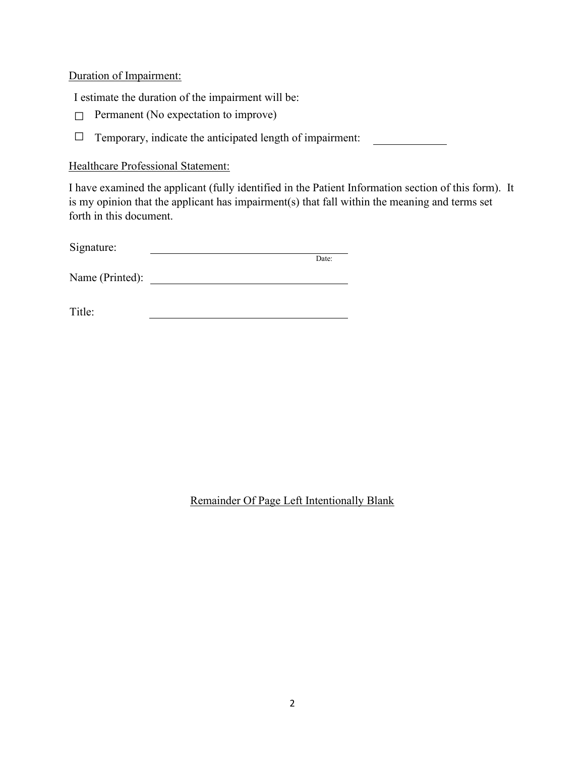Duration of Impairment:

I estimate the duration of the impairment will be:

☐ Permanent (No expectation to improve)

☐ Temporary, indicate the anticipated length of impairment: ____________

Healthcare Professional Statement:

I have examined the applicant (fully identified in the Patient Information section of this form). It is my opinion that the applicant has impairment(s) that fall within the meaning and terms set forth in this document.

Signature: ________________________________ Date:

Name (Printed): ________________________________

Title: ________________________________

Remainder Of Page Left Intentionally Blank